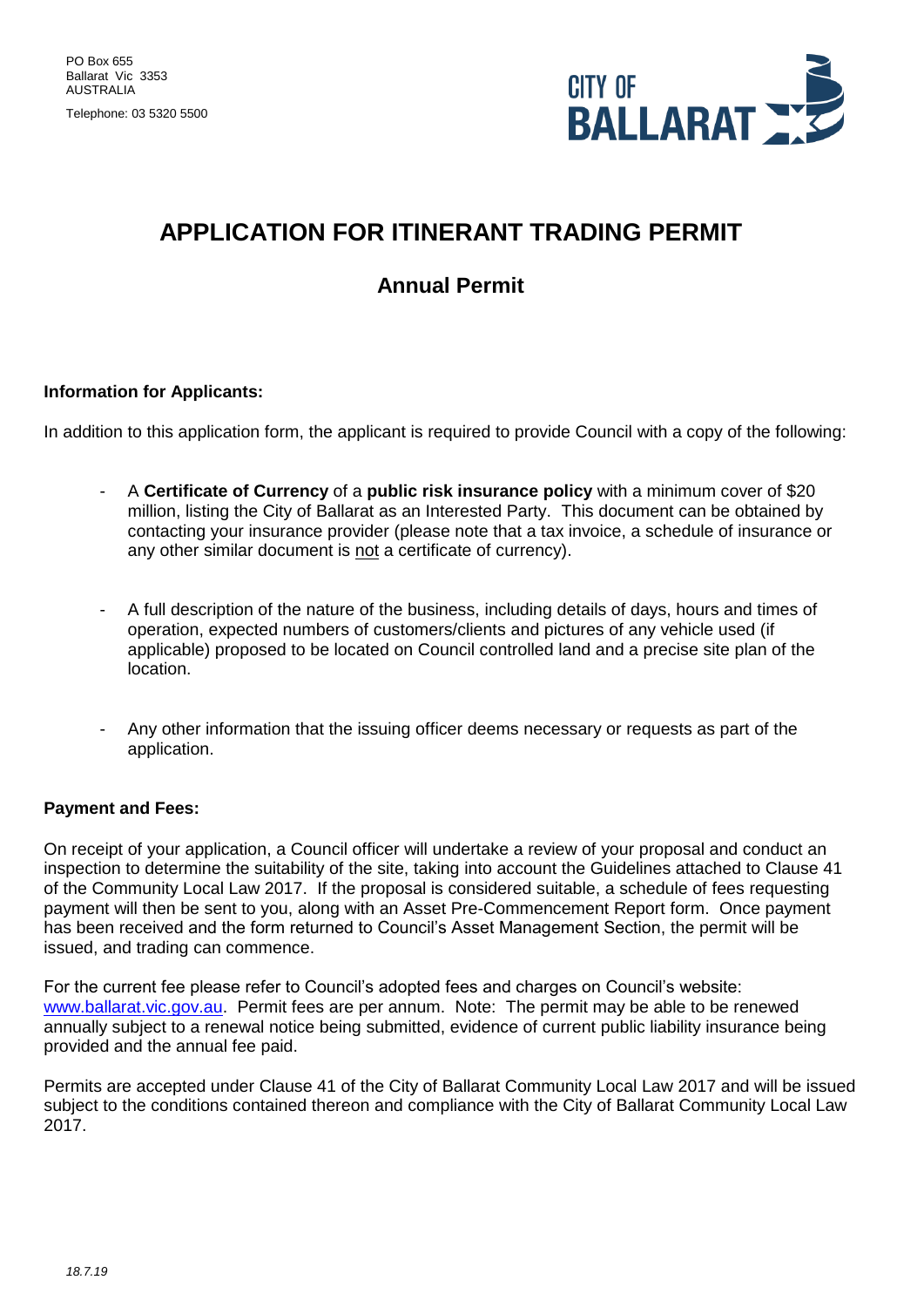PO Box 655
Ballarat Vic 3353
AUSTRALIA

Telephone: 03 5320 5500

CITY OF BALLARAT

# APPLICATION FOR ITINERANT TRADING PERMIT

## Annual Permit

**Information for Applicants:**

In addition to this application form, the applicant is required to provide Council with a copy of the following:

- A **Certificate of Currency** of a **public risk insurance policy** with a minimum cover of $20 million, listing the City of Ballarat as an Interested Party. This document can be obtained by contacting your insurance provider (please note that a tax invoice, a schedule of insurance or any other similar document is not a certificate of currency).

- A full description of the nature of the business, including details of days, hours and times of operation, expected numbers of customers/clients and pictures of any vehicle used (if applicable) proposed to be located on Council controlled land and a precise site plan of the location.

- Any other information that the issuing officer deems necessary or requests as part of the application.

**Payment and Fees:**

On receipt of your application, a Council officer will undertake a review of your proposal and conduct an inspection to determine the suitability of the site, taking into account the Guidelines attached to Clause 41 of the Community Local Law 2017. If the proposal is considered suitable, a schedule of fees requesting payment will then be sent to you, along with an Asset Pre-Commencement Report form. Once payment has been received and the form returned to Council's Asset Management Section, the permit will be issued, and trading can commence.

For the current fee please refer to Council's adopted fees and charges on Council's website: www.ballarat.vic.gov.au. Permit fees are per annum. Note: The permit may be able to be renewed annually subject to a renewal notice being submitted, evidence of current public liability insurance being provided and the annual fee paid.

Permits are accepted under Clause 41 of the City of Ballarat Community Local Law 2017 and will be issued subject to the conditions contained thereon and compliance with the City of Ballarat Community Local Law 2017.

*18.7.19*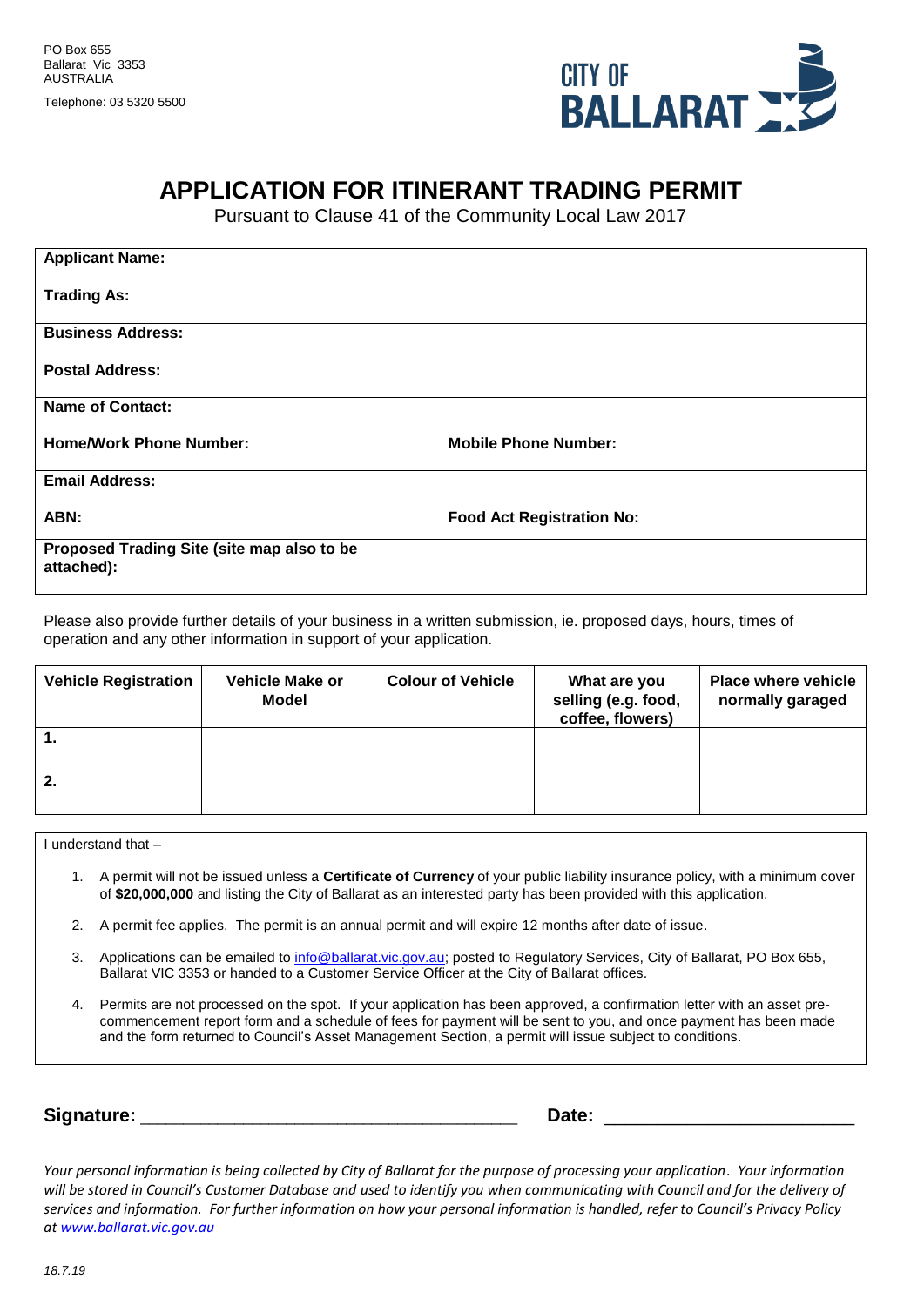PO Box 655
Ballarat Vic 3353
AUSTRALIA

Telephone: 03 5320 5500

CITY OF BALLARAT

# APPLICATION FOR ITINERANT TRADING PERMIT

Pursuant to Clause 41 of the Community Local Law 2017

| | |
|---|---|
| **Applicant Name:** | |
| **Trading As:** | |
| **Business Address:** | |
| **Postal Address:** | |
| **Name of Contact:** | |
| **Home/Work Phone Number:** | **Mobile Phone Number:** |
| **Email Address:** | |
| **ABN:** | **Food Act Registration No:** |
| **Proposed Trading Site (site map also to be attached):** | |

Please also provide further details of your business in a written submission, ie. proposed days, hours, times of operation and any other information in support of your application.

| Vehicle Registration | Vehicle Make or Model | Colour of Vehicle | What are you selling (e.g. food, coffee, flowers) | Place where vehicle normally garaged |
|---|---|---|---|---|
| 1. | | | | |
| 2. | | | | |

I understand that –

1. A permit will not be issued unless a **Certificate of Currency** of your public liability insurance policy, with a minimum cover of **$20,000,000** and listing the City of Ballarat as an interested party has been provided with this application.
2. A permit fee applies. The permit is an annual permit and will expire 12 months after date of issue.
3. Applications can be emailed to info@ballarat.vic.gov.au; posted to Regulatory Services, City of Ballarat, PO Box 655, Ballarat VIC 3353 or handed to a Customer Service Officer at the City of Ballarat offices.
4. Permits are not processed on the spot. If your application has been approved, a confirmation letter with an asset pre-commencement report form and a schedule of fees for payment will be sent to you, and once payment has been made and the form returned to Council's Asset Management Section, a permit will issue subject to conditions.

**Signature:** ______________________________________ **Date:** ________________________

*Your personal information is being collected by City of Ballarat for the purpose of processing your application. Your information will be stored in Council's Customer Database and used to identify you when communicating with Council and for the delivery of services and information. For further information on how your personal information is handled, refer to Council's Privacy Policy at www.ballarat.vic.gov.au*

*18.7.19*